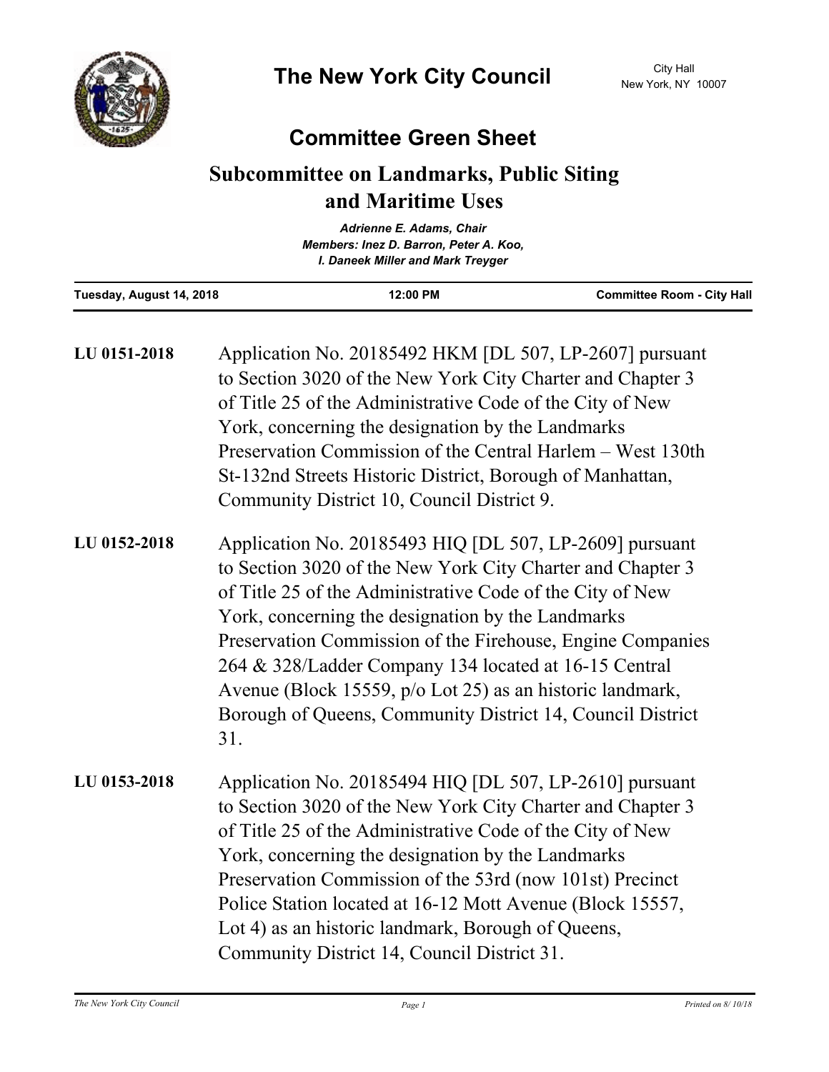# The New York City Council

City Hall
New York, NY 10007

## Committee Green Sheet

### Subcommittee on Landmarks, Public Siting and Maritime Uses

***Adrienne E. Adams, Chair***
***Members: Inez D. Barron, Peter A. Koo, I. Daneek Miller and Mark Treyger***

| Tuesday, August 14, 2018 | 12:00 PM | Committee Room - City Hall |
|---|---|---|

**LU 0151-2018** Application No. 20185492 HKM [DL 507, LP-2607] pursuant to Section 3020 of the New York City Charter and Chapter 3 of Title 25 of the Administrative Code of the City of New York, concerning the designation by the Landmarks Preservation Commission of the Central Harlem – West 130th St-132nd Streets Historic District, Borough of Manhattan, Community District 10, Council District 9.

**LU 0152-2018** Application No. 20185493 HIQ [DL 507, LP-2609] pursuant to Section 3020 of the New York City Charter and Chapter 3 of Title 25 of the Administrative Code of the City of New York, concerning the designation by the Landmarks Preservation Commission of the Firehouse, Engine Companies 264 & 328/Ladder Company 134 located at 16-15 Central Avenue (Block 15559, p/o Lot 25) as an historic landmark, Borough of Queens, Community District 14, Council District 31.

**LU 0153-2018** Application No. 20185494 HIQ [DL 507, LP-2610] pursuant to Section 3020 of the New York City Charter and Chapter 3 of Title 25 of the Administrative Code of the City of New York, concerning the designation by the Landmarks Preservation Commission of the 53rd (now 101st) Precinct Police Station located at 16-12 Mott Avenue (Block 15557, Lot 4) as an historic landmark, Borough of Queens, Community District 14, Council District 31.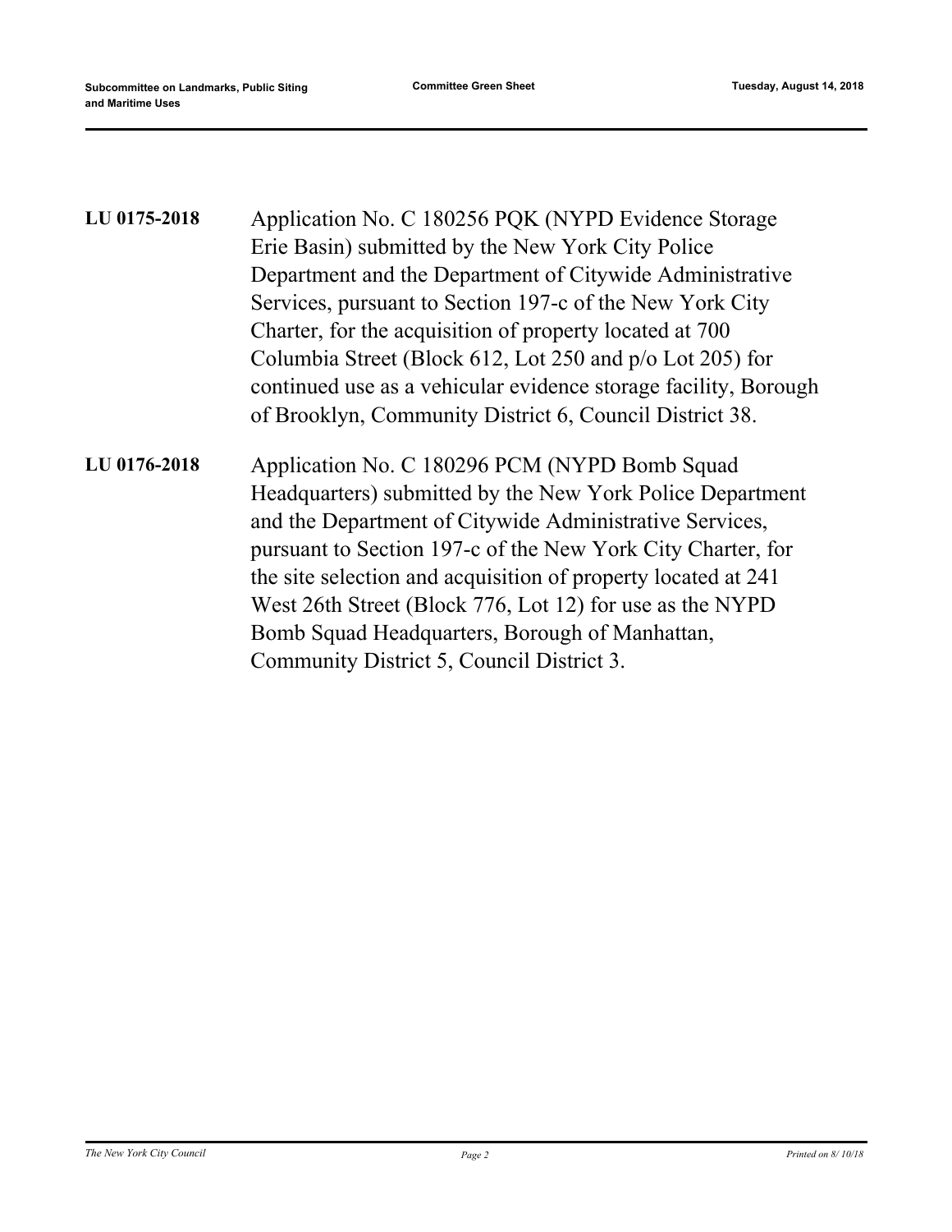**LU 0175-2018** Application No. C 180256 PQK (NYPD Evidence Storage Erie Basin) submitted by the New York City Police Department and the Department of Citywide Administrative Services, pursuant to Section 197-c of the New York City Charter, for the acquisition of property located at 700 Columbia Street (Block 612, Lot 250 and p/o Lot 205) for continued use as a vehicular evidence storage facility, Borough of Brooklyn, Community District 6, Council District 38.

**LU 0176-2018** Application No. C 180296 PCM (NYPD Bomb Squad Headquarters) submitted by the New York Police Department and the Department of Citywide Administrative Services, pursuant to Section 197-c of the New York City Charter, for the site selection and acquisition of property located at 241 West 26th Street (Block 776, Lot 12) for use as the NYPD Bomb Squad Headquarters, Borough of Manhattan, Community District 5, Council District 3.